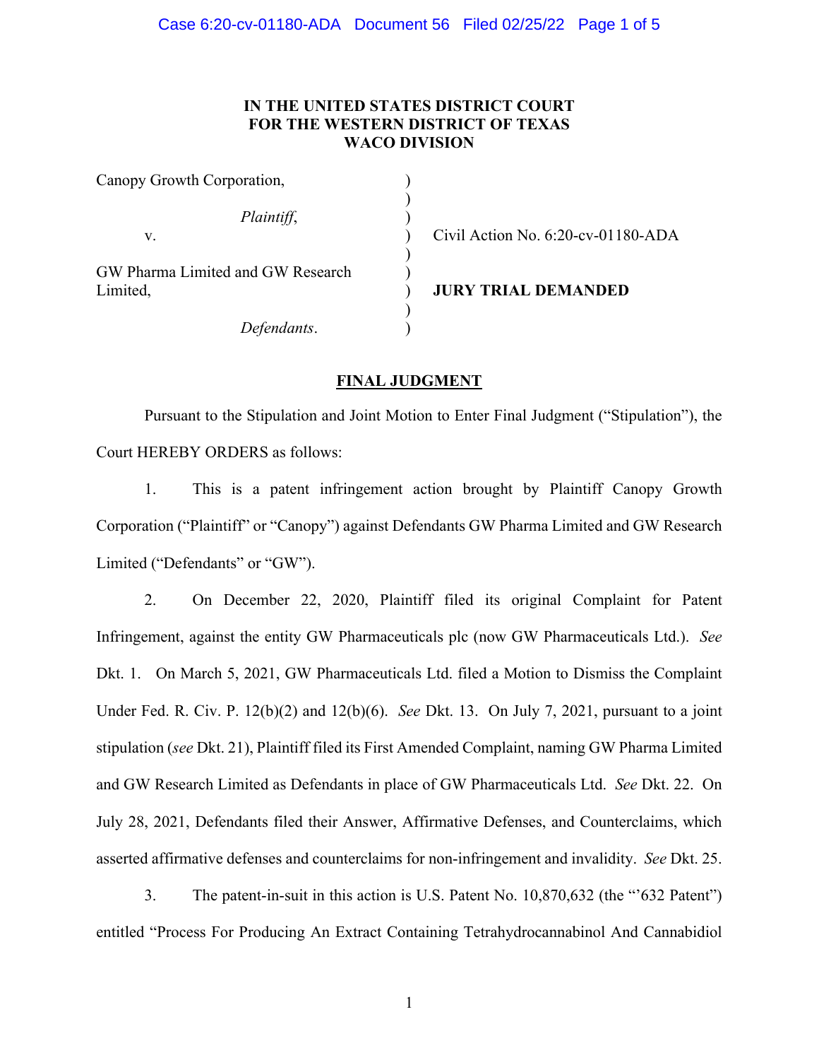**IN THE UNITED STATES DISTRICT COURT**
**FOR THE WESTERN DISTRICT OF TEXAS**
**WACO DIVISION**

| | | |
|---|---|---|
| Canopy Growth Corporation, | ) | |
| | ) | |
| *Plaintiff*, | ) | |
| v. | ) | Civil Action No. 6:20-cv-01180-ADA |
| | ) | |
| GW Pharma Limited and GW Research Limited, | ) | **JURY TRIAL DEMANDED** |
| | ) | |
| *Defendants*. | ) | |

**FINAL JUDGMENT**

Pursuant to the Stipulation and Joint Motion to Enter Final Judgment ("Stipulation"), the Court HEREBY ORDERS as follows:

1. This is a patent infringement action brought by Plaintiff Canopy Growth Corporation ("Plaintiff" or "Canopy") against Defendants GW Pharma Limited and GW Research Limited ("Defendants" or "GW").

2. On December 22, 2020, Plaintiff filed its original Complaint for Patent Infringement, against the entity GW Pharmaceuticals plc (now GW Pharmaceuticals Ltd.). *See* Dkt. 1. On March 5, 2021, GW Pharmaceuticals Ltd. filed a Motion to Dismiss the Complaint Under Fed. R. Civ. P. 12(b)(2) and 12(b)(6). *See* Dkt. 13. On July 7, 2021, pursuant to a joint stipulation (*see* Dkt. 21), Plaintiff filed its First Amended Complaint, naming GW Pharma Limited and GW Research Limited as Defendants in place of GW Pharmaceuticals Ltd. *See* Dkt. 22. On July 28, 2021, Defendants filed their Answer, Affirmative Defenses, and Counterclaims, which asserted affirmative defenses and counterclaims for non-infringement and invalidity. *See* Dkt. 25.

3. The patent-in-suit in this action is U.S. Patent No. 10,870,632 (the "'632 Patent") entitled "Process For Producing An Extract Containing Tetrahydrocannabinol And Cannabidiol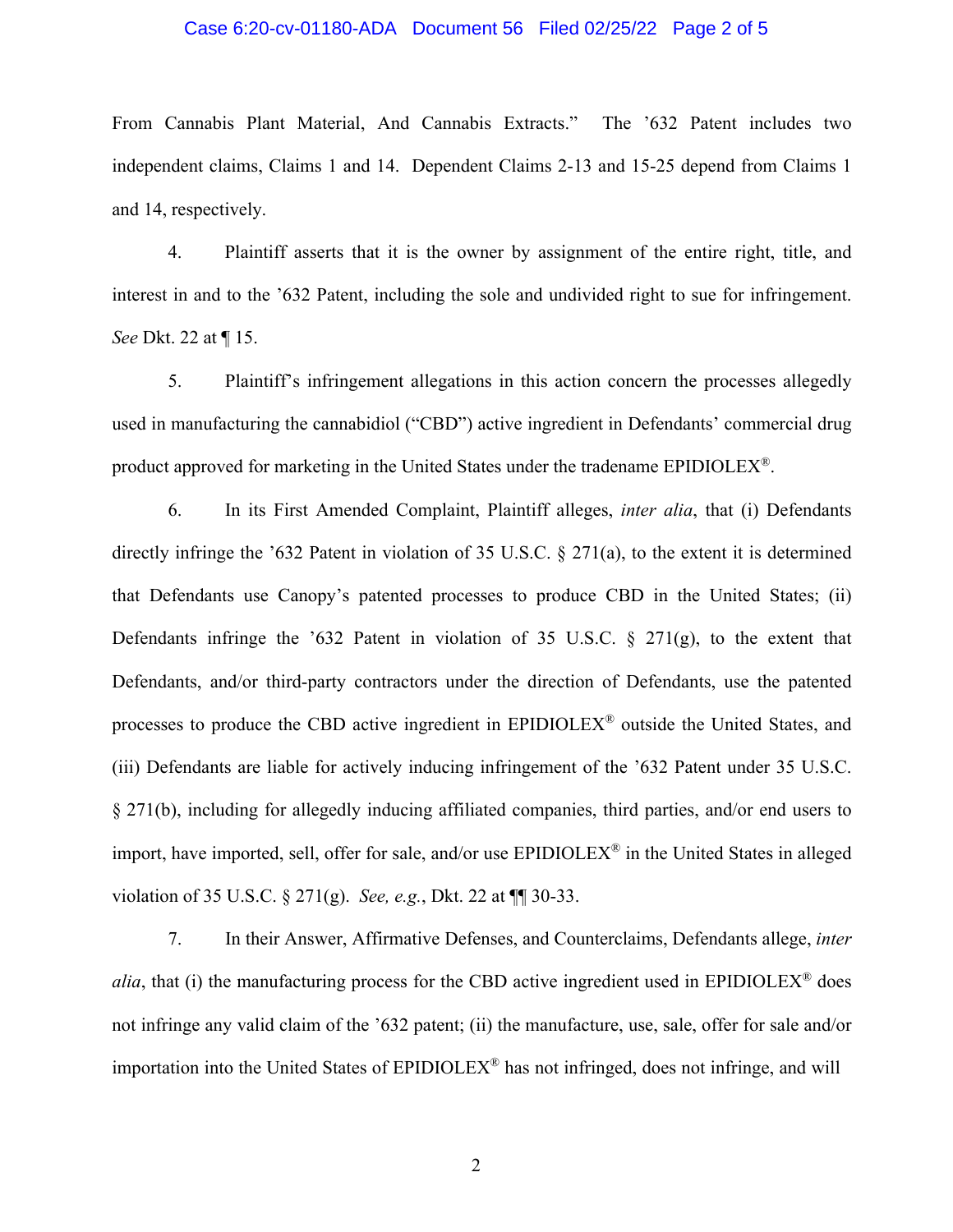From Cannabis Plant Material, And Cannabis Extracts." The '632 Patent includes two independent claims, Claims 1 and 14. Dependent Claims 2-13 and 15-25 depend from Claims 1 and 14, respectively.

4. Plaintiff asserts that it is the owner by assignment of the entire right, title, and interest in and to the '632 Patent, including the sole and undivided right to sue for infringement. *See* Dkt. 22 at ¶ 15.

5. Plaintiff's infringement allegations in this action concern the processes allegedly used in manufacturing the cannabidiol ("CBD") active ingredient in Defendants' commercial drug product approved for marketing in the United States under the tradename EPIDIOLEX®.

6. In its First Amended Complaint, Plaintiff alleges, *inter alia*, that (i) Defendants directly infringe the '632 Patent in violation of 35 U.S.C. § 271(a), to the extent it is determined that Defendants use Canopy's patented processes to produce CBD in the United States; (ii) Defendants infringe the '632 Patent in violation of 35 U.S.C. § 271(g), to the extent that Defendants, and/or third-party contractors under the direction of Defendants, use the patented processes to produce the CBD active ingredient in EPIDIOLEX® outside the United States, and (iii) Defendants are liable for actively inducing infringement of the '632 Patent under 35 U.S.C. § 271(b), including for allegedly inducing affiliated companies, third parties, and/or end users to import, have imported, sell, offer for sale, and/or use EPIDIOLEX® in the United States in alleged violation of 35 U.S.C. § 271(g). *See, e.g.*, Dkt. 22 at ¶¶ 30-33.

7. In their Answer, Affirmative Defenses, and Counterclaims, Defendants allege, *inter alia*, that (i) the manufacturing process for the CBD active ingredient used in EPIDIOLEX® does not infringe any valid claim of the '632 patent; (ii) the manufacture, use, sale, offer for sale and/or importation into the United States of EPIDIOLEX® has not infringed, does not infringe, and will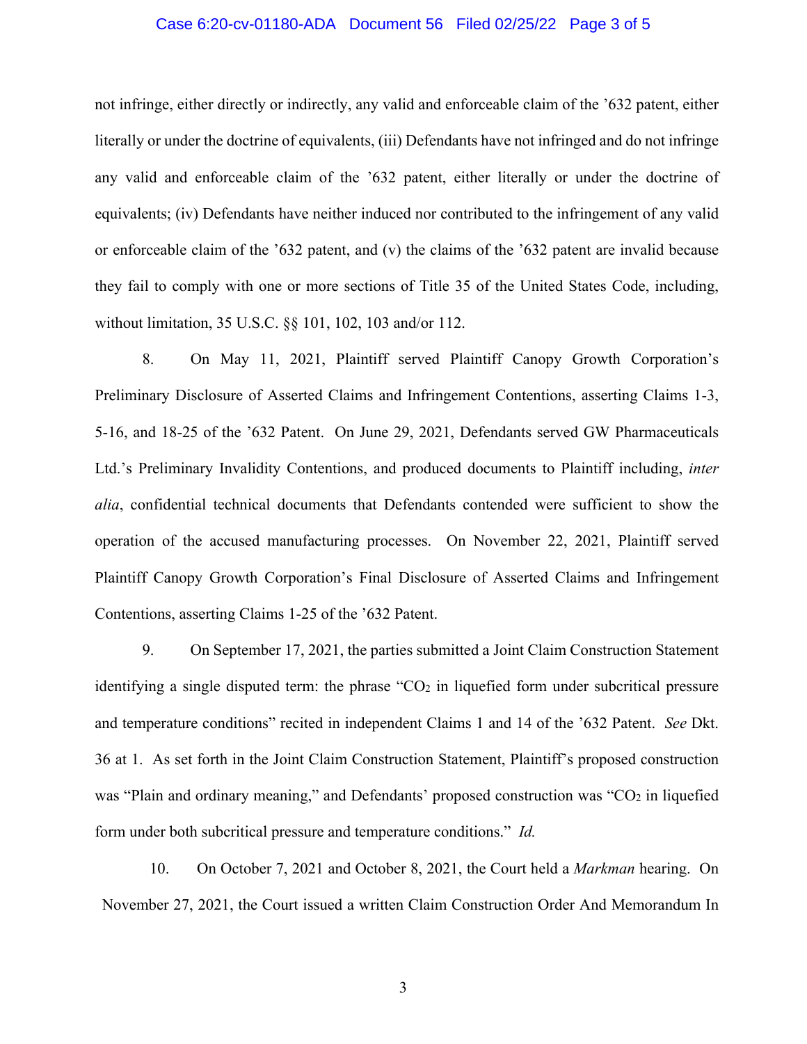not infringe, either directly or indirectly, any valid and enforceable claim of the '632 patent, either literally or under the doctrine of equivalents, (iii) Defendants have not infringed and do not infringe any valid and enforceable claim of the '632 patent, either literally or under the doctrine of equivalents; (iv) Defendants have neither induced nor contributed to the infringement of any valid or enforceable claim of the '632 patent, and (v) the claims of the '632 patent are invalid because they fail to comply with one or more sections of Title 35 of the United States Code, including, without limitation, 35 U.S.C. §§ 101, 102, 103 and/or 112.

8. On May 11, 2021, Plaintiff served Plaintiff Canopy Growth Corporation's Preliminary Disclosure of Asserted Claims and Infringement Contentions, asserting Claims 1-3, 5-16, and 18-25 of the '632 Patent. On June 29, 2021, Defendants served GW Pharmaceuticals Ltd.'s Preliminary Invalidity Contentions, and produced documents to Plaintiff including, *inter alia*, confidential technical documents that Defendants contended were sufficient to show the operation of the accused manufacturing processes. On November 22, 2021, Plaintiff served Plaintiff Canopy Growth Corporation's Final Disclosure of Asserted Claims and Infringement Contentions, asserting Claims 1-25 of the '632 Patent.

9. On September 17, 2021, the parties submitted a Joint Claim Construction Statement identifying a single disputed term: the phrase "$CO_2$ in liquefied form under subcritical pressure and temperature conditions" recited in independent Claims 1 and 14 of the '632 Patent. *See* Dkt. 36 at 1. As set forth in the Joint Claim Construction Statement, Plaintiff's proposed construction was "Plain and ordinary meaning," and Defendants' proposed construction was "$CO_2$ in liquefied form under both subcritical pressure and temperature conditions." *Id.*

10. On October 7, 2021 and October 8, 2021, the Court held a *Markman* hearing. On November 27, 2021, the Court issued a written Claim Construction Order And Memorandum In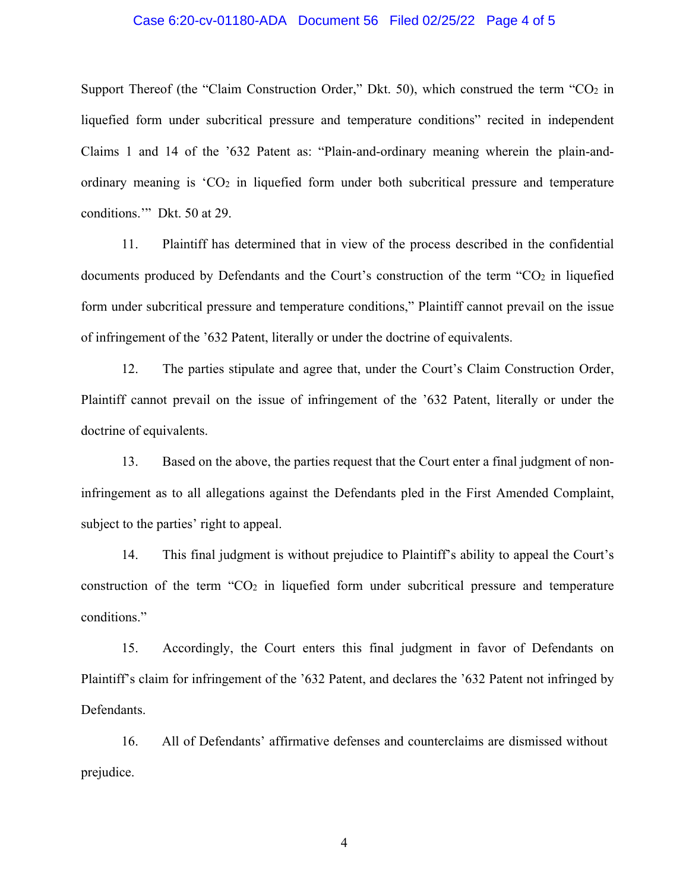Support Thereof (the "Claim Construction Order," Dkt. 50), which construed the term "$CO_2$ in liquefied form under subcritical pressure and temperature conditions" recited in independent Claims 1 and 14 of the '632 Patent as: "Plain-and-ordinary meaning wherein the plain-and-ordinary meaning is '$CO_2$ in liquefied form under both subcritical pressure and temperature conditions.'" Dkt. 50 at 29.

11. Plaintiff has determined that in view of the process described in the confidential documents produced by Defendants and the Court's construction of the term "$CO_2$ in liquefied form under subcritical pressure and temperature conditions," Plaintiff cannot prevail on the issue of infringement of the '632 Patent, literally or under the doctrine of equivalents.

12. The parties stipulate and agree that, under the Court's Claim Construction Order, Plaintiff cannot prevail on the issue of infringement of the '632 Patent, literally or under the doctrine of equivalents.

13. Based on the above, the parties request that the Court enter a final judgment of non-infringement as to all allegations against the Defendants pled in the First Amended Complaint, subject to the parties' right to appeal.

14. This final judgment is without prejudice to Plaintiff's ability to appeal the Court's construction of the term "$CO_2$ in liquefied form under subcritical pressure and temperature conditions."

15. Accordingly, the Court enters this final judgment in favor of Defendants on Plaintiff's claim for infringement of the '632 Patent, and declares the '632 Patent not infringed by Defendants.

16. All of Defendants' affirmative defenses and counterclaims are dismissed without prejudice.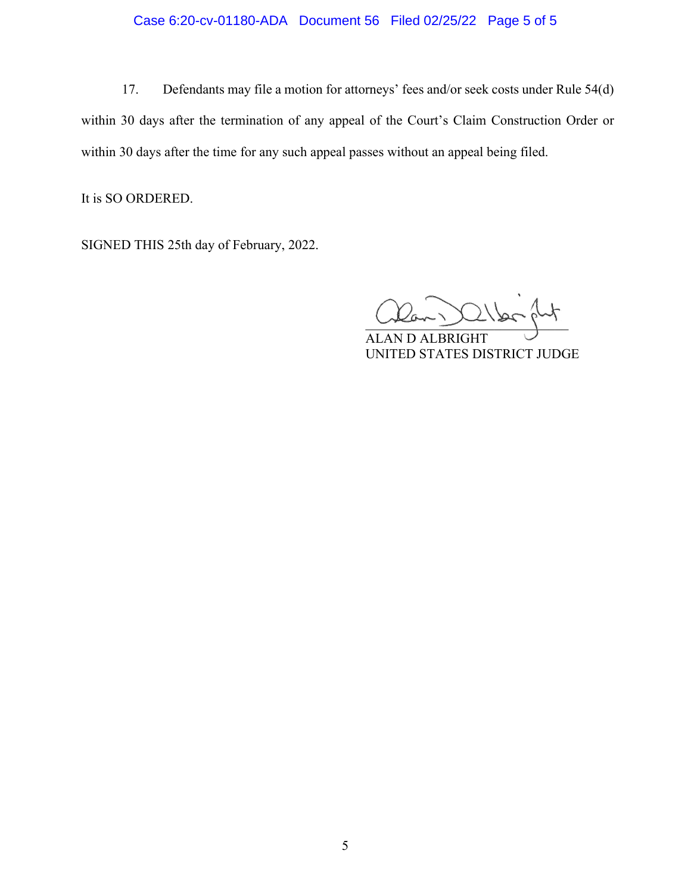17. Defendants may file a motion for attorneys' fees and/or seek costs under Rule 54(d) within 30 days after the termination of any appeal of the Court's Claim Construction Order or within 30 days after the time for any such appeal passes without an appeal being filed.

It is SO ORDERED.

SIGNED THIS 25th day of February, 2022.

ALAN D ALBRIGHT
UNITED STATES DISTRICT JUDGE